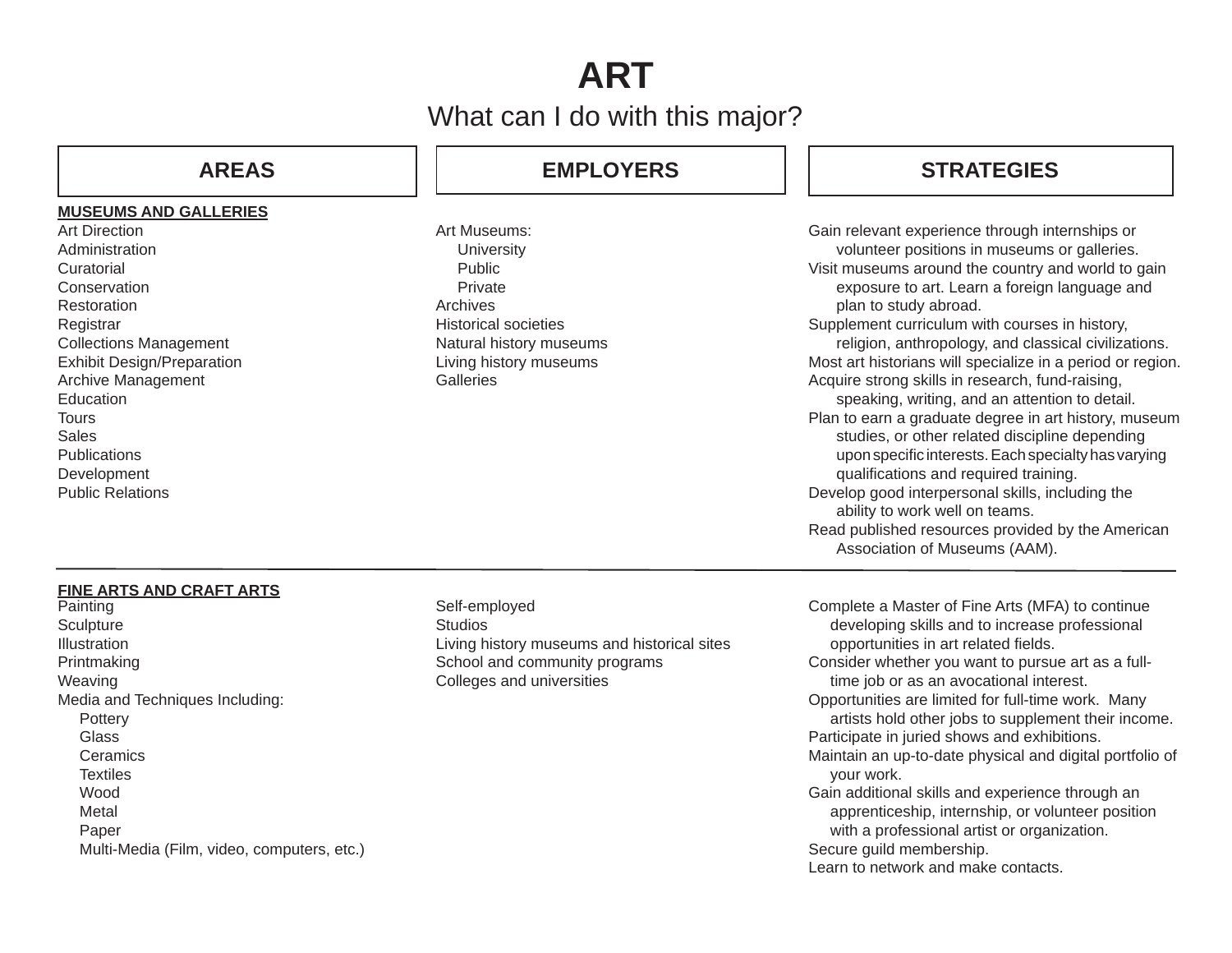# ART

## What can I do with this major?

| AREAS | EMPLOYERS | STRATEGIES |
| --- | --- | --- |
| **MUSEUMS AND GALLERIES**<br>Art Direction<br>Administration<br>Curatorial<br>Conservation<br>Restoration<br>Registrar<br>Collections Management<br>Exhibit Design/Preparation<br>Archive Management<br>Education<br>Tours<br>Sales<br>Publications<br>Development<br>Public Relations | Art Museums:<br>University<br>Public<br>Private<br>Archives<br>Historical societies<br>Natural history museums<br>Living history museums<br>Galleries | Gain relevant experience through internships or volunteer positions in museums or galleries.<br>Visit museums around the country and world to gain exposure to art. Learn a foreign language and plan to study abroad.<br>Supplement curriculum with courses in history, religion, anthropology, and classical civilizations.<br>Most art historians will specialize in a period or region.<br>Acquire strong skills in research, fund-raising, speaking, writing, and an attention to detail.<br>Plan to earn a graduate degree in art history, museum studies, or other related discipline depending upon specific interests. Each specialty has varying qualifications and required training.<br>Develop good interpersonal skills, including the ability to work well on teams.<br>Read published resources provided by the American Association of Museums (AAM). |
| **FINE ARTS AND CRAFT ARTS**<br>Painting<br>Sculpture<br>Illustration<br>Printmaking<br>Weaving<br>Media and Techniques Including:<br>Pottery<br>Glass<br>Ceramics<br>Textiles<br>Wood<br>Metal<br>Paper<br>Multi-Media (Film, video, computers, etc.) | Self-employed<br>Studios<br>Living history museums and historical sites<br>School and community programs<br>Colleges and universities | Complete a Master of Fine Arts (MFA) to continue developing skills and to increase professional opportunities in art related fields.<br>Consider whether you want to pursue art as a full-time job or as an avocational interest.<br>Opportunities are limited for full-time work. Many artists hold other jobs to supplement their income.<br>Participate in juried shows and exhibitions.<br>Maintain an up-to-date physical and digital portfolio of your work.<br>Gain additional skills and experience through an apprenticeship, internship, or volunteer position with a professional artist or organization.<br>Secure guild membership.<br>Learn to network and make contacts. |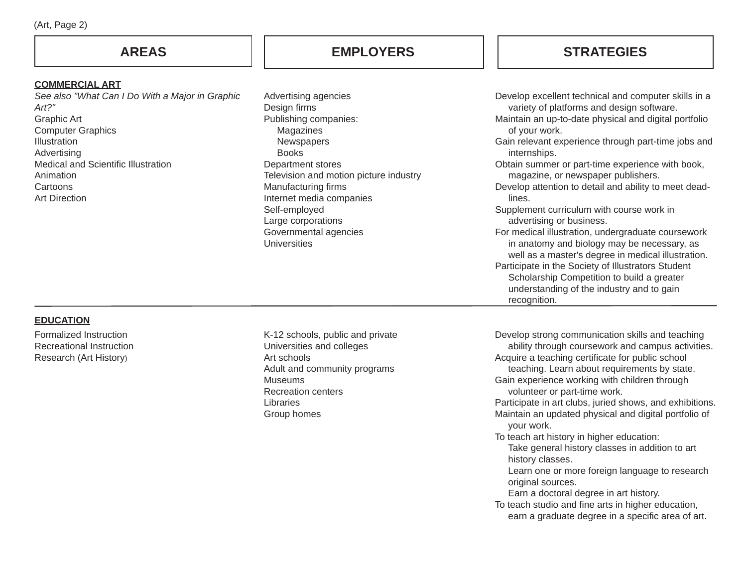(Art, Page 2)

| AREAS | EMPLOYERS | STRATEGIES |
|---|---|---|
| **COMMERCIAL ART**<br>*See also "What Can I Do With a Major in Graphic Art?"*<br>Graphic Art<br>Computer Graphics<br>Illustration<br>Advertising<br>Medical and Scientific Illustration<br>Animation<br>Cartoons<br>Art Direction | Advertising agencies<br>Design firms<br>Publishing companies:<br>Magazines<br>Newspapers<br>Books<br>Department stores<br>Television and motion picture industry<br>Manufacturing firms<br>Internet media companies<br>Self-employed<br>Large corporations<br>Governmental agencies<br>Universities | Develop excellent technical and computer skills in a variety of platforms and design software.<br>Maintain an up-to-date physical and digital portfolio of your work.<br>Gain relevant experience through part-time jobs and internships.<br>Obtain summer or part-time experience with book, magazine, or newspaper publishers.<br>Develop attention to detail and ability to meet deadlines.<br>Supplement curriculum with course work in advertising or business.<br>For medical illustration, undergraduate coursework in anatomy and biology may be necessary, as well as a master's degree in medical illustration.<br>Participate in the Society of Illustrators Student Scholarship Competition to build a greater understanding of the industry and to gain recognition. |
| **EDUCATION**<br>Formalized Instruction<br>Recreational Instruction<br>Research (Art History) | K-12 schools, public and private<br>Universities and colleges<br>Art schools<br>Adult and community programs<br>Museums<br>Recreation centers<br>Libraries<br>Group homes | Develop strong communication skills and teaching ability through coursework and campus activities.<br>Acquire a teaching certificate for public school teaching. Learn about requirements by state.<br>Gain experience working with children through volunteer or part-time work.<br>Participate in art clubs, juried shows, and exhibitions.<br>Maintain an updated physical and digital portfolio of your work.<br>To teach art history in higher education:<br>Take general history classes in addition to art history classes.<br>Learn one or more foreign language to research original sources.<br>Earn a doctoral degree in art history.<br>To teach studio and fine arts in higher education, earn a graduate degree in a specific area of art. |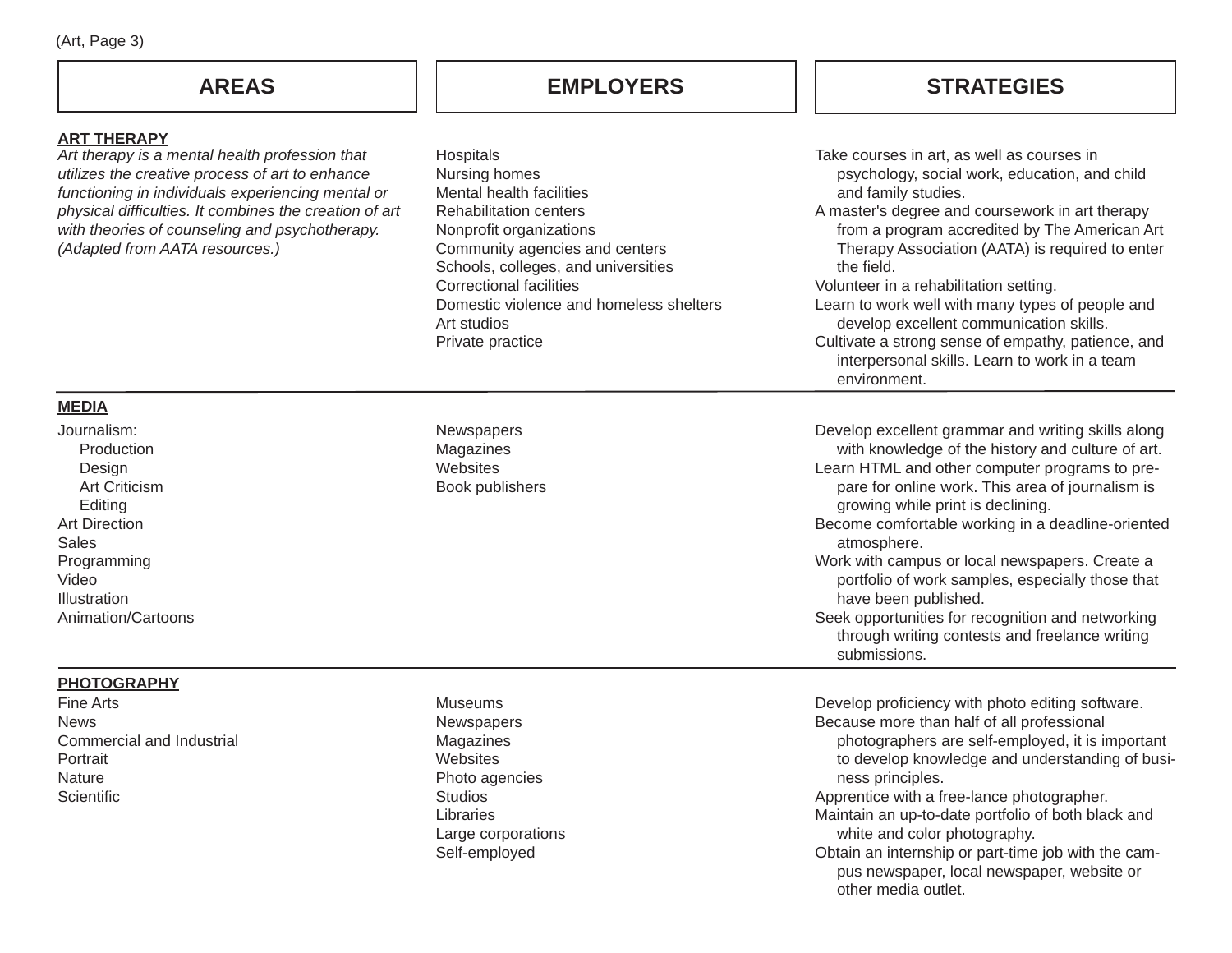| AREAS | EMPLOYERS | STRATEGIES |
| --- | --- | --- |
| **ART THERAPY**<br>*Art therapy is a mental health profession that utilizes the creative process of art to enhance functioning in individuals experiencing mental or physical difficulties. It combines the creation of art with theories of counseling and psychotherapy. (Adapted from AATA resources.)* | Hospitals<br>Nursing homes<br>Mental health facilities<br>Rehabilitation centers<br>Nonprofit organizations<br>Community agencies and centers<br>Schools, colleges, and universities<br>Correctional facilities<br>Domestic violence and homeless shelters<br>Art studios<br>Private practice | Take courses in art, as well as courses in psychology, social work, education, and child and family studies.<br>A master's degree and coursework in art therapy from a program accredited by The American Art Therapy Association (AATA) is required to enter the field.<br>Volunteer in a rehabilitation setting.<br>Learn to work well with many types of people and develop excellent communication skills.<br>Cultivate a strong sense of empathy, patience, and interpersonal skills. Learn to work in a team environment. |
| **MEDIA**<br>Journalism:<br>&nbsp;&nbsp;Production<br>&nbsp;&nbsp;Design<br>&nbsp;&nbsp;Art Criticism<br>&nbsp;&nbsp;Editing<br>Art Direction<br>Sales<br>Programming<br>Video<br>Illustration<br>Animation/Cartoons | Newspapers<br>Magazines<br>Websites<br>Book publishers | Develop excellent grammar and writing skills along with knowledge of the history and culture of art.<br>Learn HTML and other computer programs to prepare for online work. This area of journalism is growing while print is declining.<br>Become comfortable working in a deadline-oriented atmosphere.<br>Work with campus or local newspapers. Create a portfolio of work samples, especially those that have been published.<br>Seek opportunities for recognition and networking through writing contests and freelance writing submissions. |
| **PHOTOGRAPHY**<br>Fine Arts<br>News<br>Commercial and Industrial<br>Portrait<br>Nature<br>Scientific | Museums<br>Newspapers<br>Magazines<br>Websites<br>Photo agencies<br>Studios<br>Libraries<br>Large corporations<br>Self-employed | Develop proficiency with photo editing software.<br>Because more than half of all professional photographers are self-employed, it is important to develop knowledge and understanding of business principles.<br>Apprentice with a free-lance photographer.<br>Maintain an up-to-date portfolio of both black and white and color photography.<br>Obtain an internship or part-time job with the campus newspaper, local newspaper, website or other media outlet. |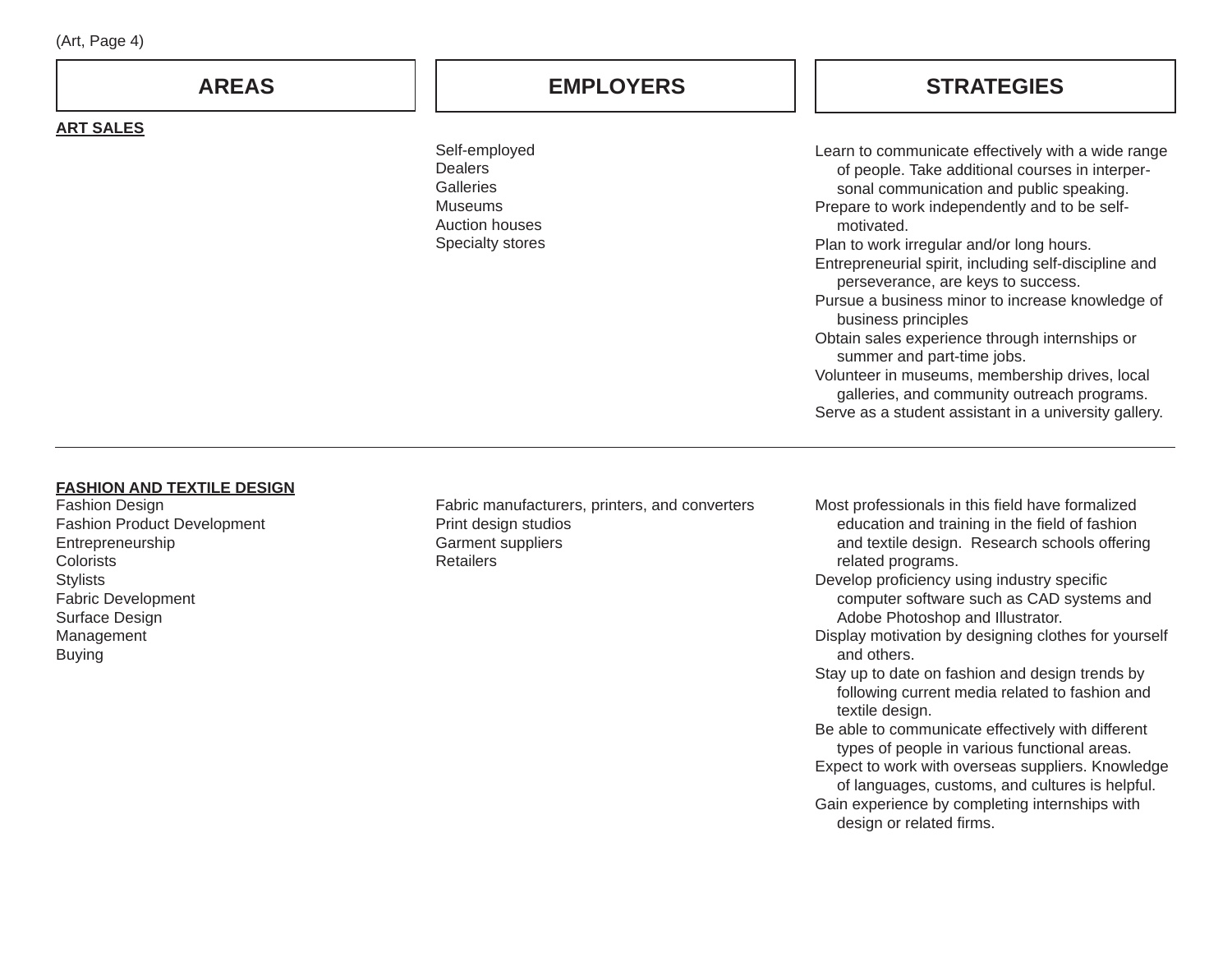(Art, Page 4)

| AREAS | EMPLOYERS | STRATEGIES |
|---|---|---|
| **ART SALES** | Self-employed<br>Dealers<br>Galleries<br>Museums<br>Auction houses<br>Specialty stores | Learn to communicate effectively with a wide range of people. Take additional courses in interpersonal communication and public speaking.<br>Prepare to work independently and to be self-motivated.<br>Plan to work irregular and/or long hours.<br>Entrepreneurial spirit, including self-discipline and perseverance, are keys to success.<br>Pursue a business minor to increase knowledge of business principles<br>Obtain sales experience through internships or summer and part-time jobs.<br>Volunteer in museums, membership drives, local galleries, and community outreach programs.<br>Serve as a student assistant in a university gallery. |
| **FASHION AND TEXTILE DESIGN**<br>Fashion Design<br>Fashion Product Development<br>Entrepreneurship<br>Colorists<br>Stylists<br>Fabric Development<br>Surface Design<br>Management<br>Buying | Fabric manufacturers, printers, and converters<br>Print design studios<br>Garment suppliers<br>Retailers | Most professionals in this field have formalized education and training in the field of fashion and textile design. Research schools offering related programs.<br>Develop proficiency using industry specific computer software such as CAD systems and Adobe Photoshop and Illustrator.<br>Display motivation by designing clothes for yourself and others.<br>Stay up to date on fashion and design trends by following current media related to fashion and textile design.<br>Be able to communicate effectively with different types of people in various functional areas.<br>Expect to work with overseas suppliers. Knowledge of languages, customs, and cultures is helpful.<br>Gain experience by completing internships with design or related firms. |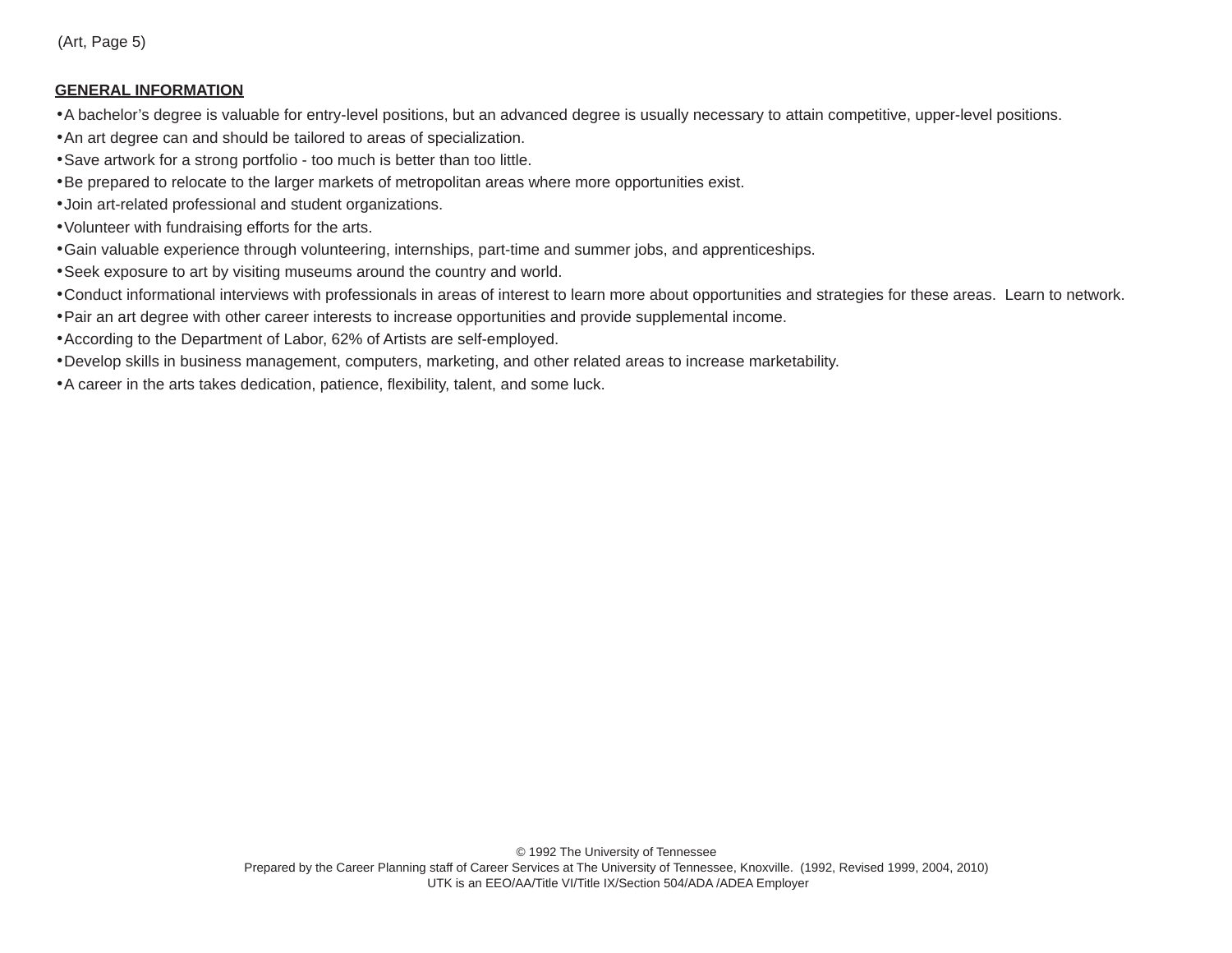## GENERAL INFORMATION

- A bachelor's degree is valuable for entry-level positions, but an advanced degree is usually necessary to attain competitive, upper-level positions.
- An art degree can and should be tailored to areas of specialization.
- Save artwork for a strong portfolio - too much is better than too little.
- Be prepared to relocate to the larger markets of metropolitan areas where more opportunities exist.
- Join art-related professional and student organizations.
- Volunteer with fundraising efforts for the arts.
- Gain valuable experience through volunteering, internships, part-time and summer jobs, and apprenticeships.
- Seek exposure to art by visiting museums around the country and world.
- Conduct informational interviews with professionals in areas of interest to learn more about opportunities and strategies for these areas. Learn to network.
- Pair an art degree with other career interests to increase opportunities and provide supplemental income.
- According to the Department of Labor, 62% of Artists are self-employed.
- Develop skills in business management, computers, marketing, and other related areas to increase marketability.
- A career in the arts takes dedication, patience, flexibility, talent, and some luck.

© 1992 The University of Tennessee
Prepared by the Career Planning staff of Career Services at The University of Tennessee, Knoxville. (1992, Revised 1999, 2004, 2010)
UTK is an EEO/AA/Title VI/Title IX/Section 504/ADA /ADEA Employer